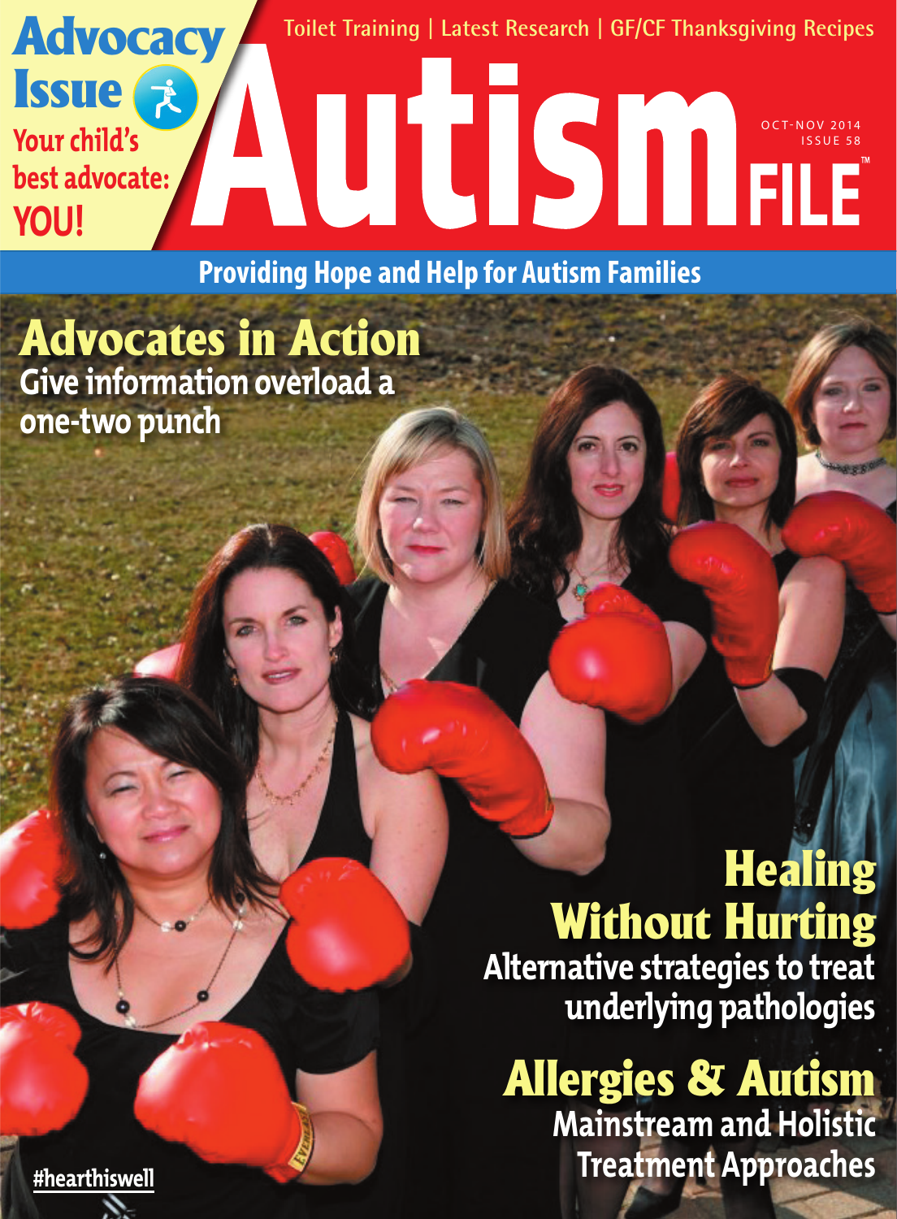# Advocacy Issue

**Your child's best advocate: YOU!**

Toilet Training | Latest Research | GF/CF Thanksgiving Recipes

# Autism FILE™

OCT-NOV 2014
ISSUE 58

**Providing Hope and Help for Autism Families**

## Advocates in Action

**Give information overload a one-two punch**

## Healing Without Hurting

**Alternative strategies to treat underlying pathologies**

## Allergies & Autism

**Mainstream and Holistic Treatment Approaches**

#hearthiswell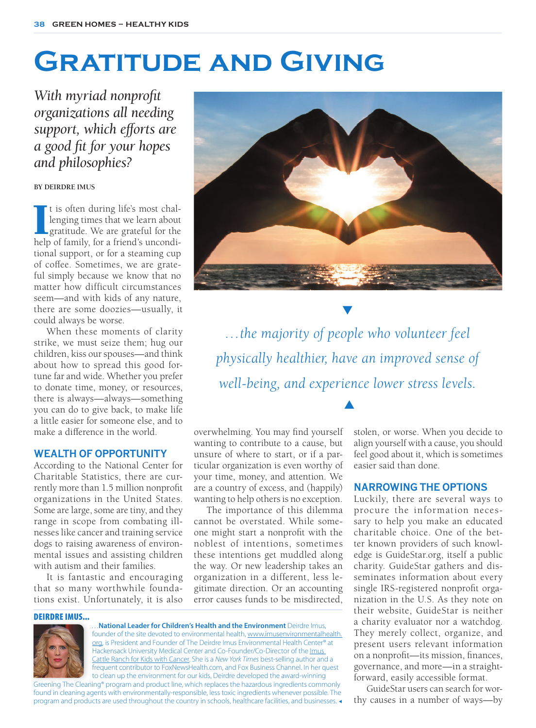# Gratitude and Giving

*With myriad nonprofit organizations all needing support, which efforts are a good fit for your hopes and philosophies?*

**BY DEIRDRE IMUS**

It is often during life's most challenging times that we learn about gratitude. We are grateful for the help of family, for a friend's unconditional support, or for a steaming cup of coffee. Sometimes, we are grateful simply because we know that no matter how difficult circumstances seem—and with kids of any nature, there are some doozies—usually, it could always be worse.

When these moments of clarity strike, we must seize them; hug our children, kiss our spouses—and think about how to spread this good fortune far and wide. Whether you prefer to donate time, money, or resources, there is always—always—something you can do to give back, to make life a little easier for someone else, and to make a difference in the world.

## WEALTH OF OPPORTUNITY

According to the National Center for Charitable Statistics, there are currently more than 1.5 million nonprofit organizations in the United States. Some are large, some are tiny, and they range in scope from combating illnesses like cancer and training service dogs to raising awareness of environmental issues and assisting children with autism and their families.

It is fantastic and encouraging that so many worthwhile foundations exist. Unfortunately, it is also overwhelming. You may find yourself wanting to contribute to a cause, but unsure of where to start, or if a particular organization is even worthy of your time, money, and attention. We are a country of excess, and (happily) wanting to help others is no exception.

The importance of this dilemma cannot be overstated. While someone might start a nonprofit with the noblest of intentions, sometimes these intentions get muddled along the way. Or new leadership takes an organization in a different, less legitimate direction. Or an accounting error causes funds to be misdirected, stolen, or worse. When you decide to align yourself with a cause, you should feel good about it, which is sometimes easier said than done.

*…the majority of people who volunteer feel physically healthier, have an improved sense of well-being, and experience lower stress levels.*

## NARROWING THE OPTIONS

Luckily, there are several ways to procure the information necessary to help you make an educated charitable choice. One of the better known providers of such knowledge is GuideStar.org, itself a public charity. GuideStar gathers and disseminates information about every single IRS-registered nonprofit organization in the U.S. As they note on their website, GuideStar is neither a charity evaluator nor a watchdog. They merely collect, organize, and present users relevant information on a nonprofit—its mission, finances, governance, and more—in a straightforward, easily accessible format.

GuideStar users can search for worthy causes in a number of ways—by

**DEIRDRE IMUS…**

…**National Leader for Children's Health and the Environment** Deirdre Imus, founder of the site devoted to environmental health, www.imusenvironmentalhealth.org, is President and Founder of The Deirdre Imus Environmental Health Center® at Hackensack University Medical Center and Co-Founder/Co-Director of the Imus Cattle Ranch for Kids with Cancer. She is a *New York Times* best-selling author and a frequent contributor to FoxNewsHealth.com, and Fox Business Channel. In her quest to clean up the environment for our kids, Deirdre developed the award-winning Greening The Cleaning® program and product line, which replaces the hazardous ingredients commonly found in cleaning agents with environmentally-responsible, less toxic ingredients whenever possible. The program and products are used throughout the country in schools, healthcare facilities, and businesses.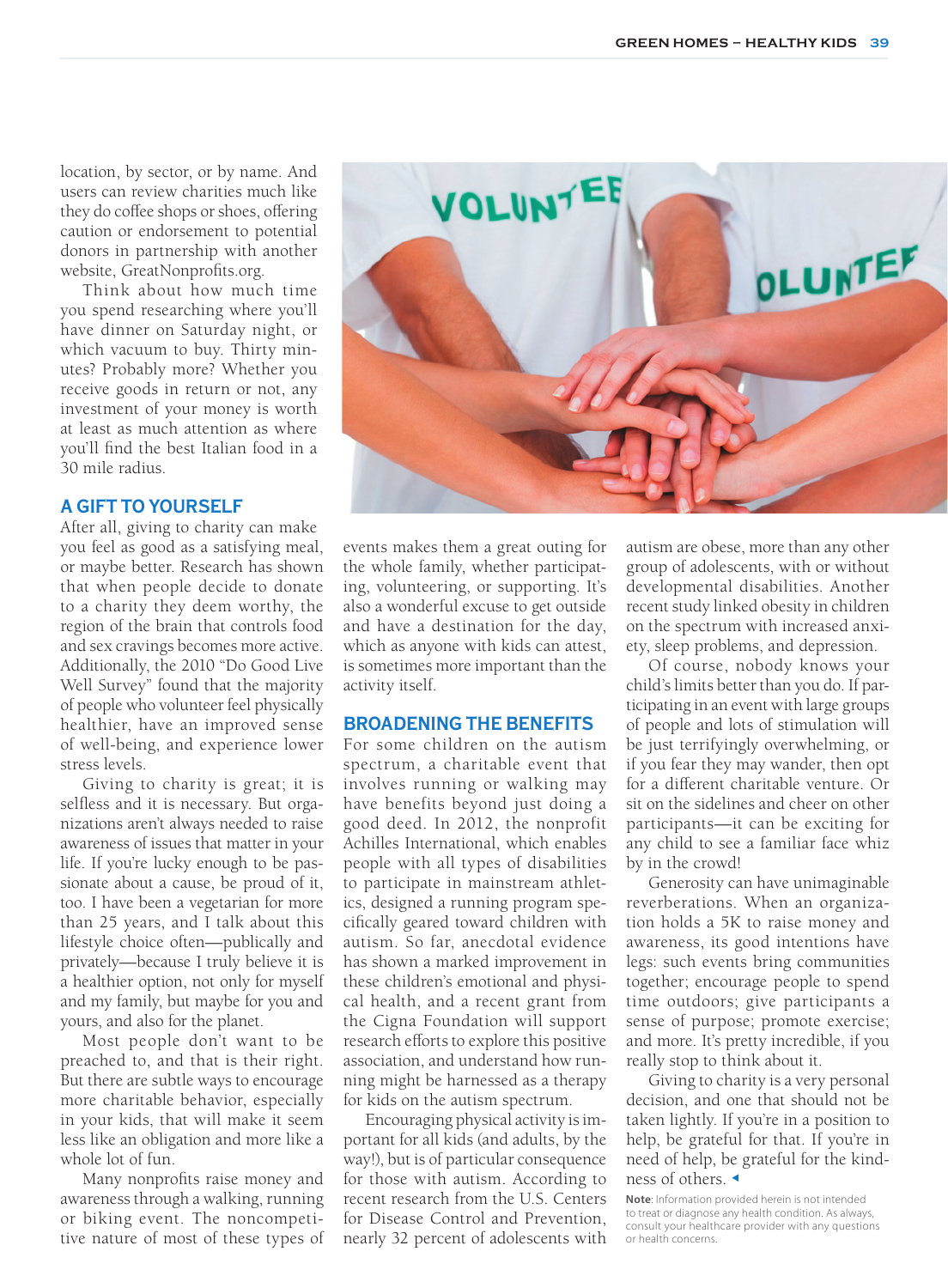location, by sector, or by name. And users can review charities much like they do coffee shops or shoes, offering caution or endorsement to potential donors in partnership with another website, GreatNonprofits.org.

Think about how much time you spend researching where you'll have dinner on Saturday night, or which vacuum to buy. Thirty minutes? Probably more? Whether you receive goods in return or not, any investment of your money is worth at least as much attention as where you'll find the best Italian food in a 30 mile radius.

## A GIFT TO YOURSELF

After all, giving to charity can make you feel as good as a satisfying meal, or maybe better. Research has shown that when people decide to donate to a charity they deem worthy, the region of the brain that controls food and sex cravings becomes more active. Additionally, the 2010 "Do Good Live Well Survey" found that the majority of people who volunteer feel physically healthier, have an improved sense of well-being, and experience lower stress levels.

Giving to charity is great; it is selfless and it is necessary. But organizations aren't always needed to raise awareness of issues that matter in your life. If you're lucky enough to be passionate about a cause, be proud of it, too. I have been a vegetarian for more than 25 years, and I talk about this lifestyle choice often—publically and privately—because I truly believe it is a healthier option, not only for myself and my family, but maybe for you and yours, and also for the planet.

Most people don't want to be preached to, and that is their right. But there are subtle ways to encourage more charitable behavior, especially in your kids, that will make it seem less like an obligation and more like a whole lot of fun.

Many nonprofits raise money and awareness through a walking, running or biking event. The noncompetitive nature of most of these types of events makes them a great outing for the whole family, whether participating, volunteering, or supporting. It's also a wonderful excuse to get outside and have a destination for the day, which as anyone with kids can attest, is sometimes more important than the activity itself.

## BROADENING THE BENEFITS

For some children on the autism spectrum, a charitable event that involves running or walking may have benefits beyond just doing a good deed. In 2012, the nonprofit Achilles International, which enables people with all types of disabilities to participate in mainstream athletics, designed a running program specifically geared toward children with autism. So far, anecdotal evidence has shown a marked improvement in these children's emotional and physical health, and a recent grant from the Cigna Foundation will support research efforts to explore this positive association, and understand how running might be harnessed as a therapy for kids on the autism spectrum.

Encouraging physical activity is important for all kids (and adults, by the way!), but is of particular consequence for those with autism. According to recent research from the U.S. Centers for Disease Control and Prevention, nearly 32 percent of adolescents with autism are obese, more than any other group of adolescents, with or without developmental disabilities. Another recent study linked obesity in children on the spectrum with increased anxiety, sleep problems, and depression.

Of course, nobody knows your child's limits better than you do. If participating in an event with large groups of people and lots of stimulation will be just terrifyingly overwhelming, or if you fear they may wander, then opt for a different charitable venture. Or sit on the sidelines and cheer on other participants—it can be exciting for any child to see a familiar face whiz by in the crowd!

Generosity can have unimaginable reverberations. When an organization holds a 5K to raise money and awareness, its good intentions have legs: such events bring communities together; encourage people to spend time outdoors; give participants a sense of purpose; promote exercise; and more. It's pretty incredible, if you really stop to think about it.

Giving to charity is a very personal decision, and one that should not be taken lightly. If you're in a position to help, be grateful for that. If you're in need of help, be grateful for the kindness of others. ◂

**Note**: Information provided herein is not intended to treat or diagnose any health condition. As always, consult your healthcare provider with any questions or health concerns.